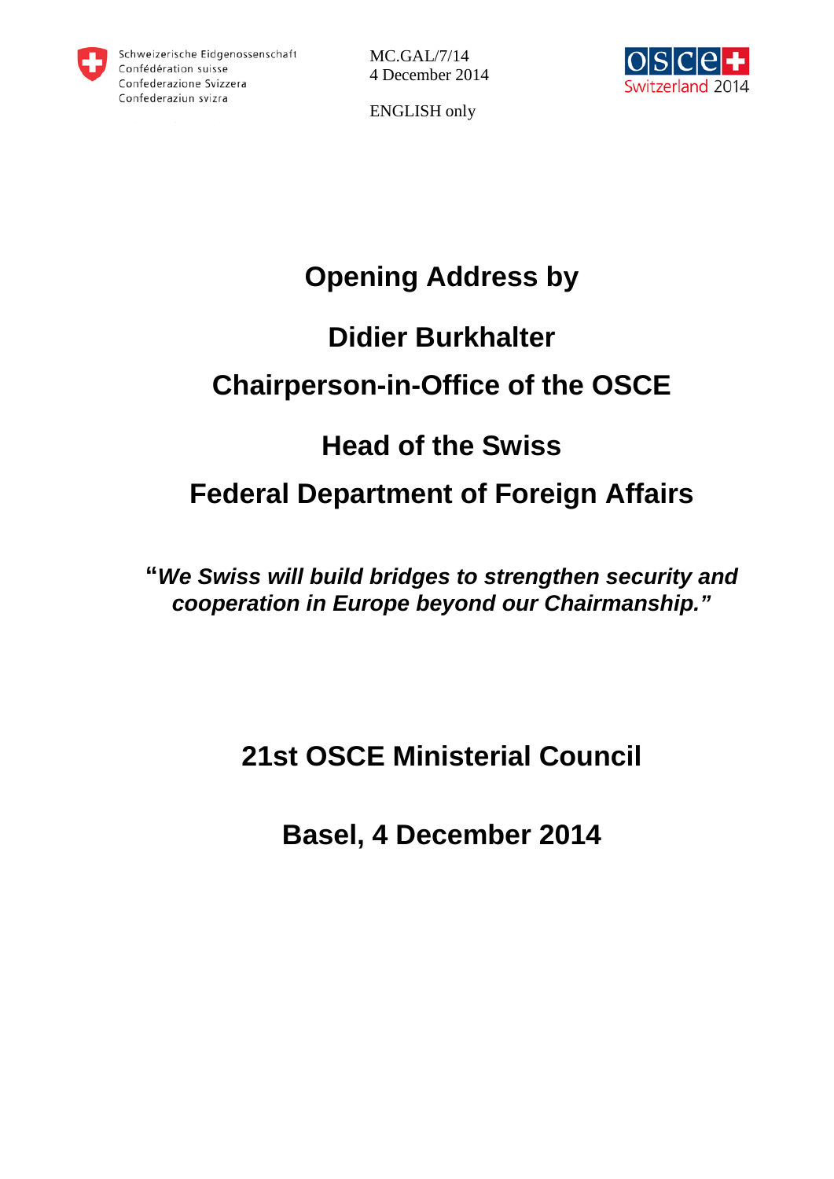Schweizerische Eidgenossenschaft
Confédération suisse
Confederazione Svizzera
Confederaziun svizra

MC.GAL/7/14
4 December 2014

ENGLISH only

OSCE Switzerland 2014

# Opening Address by

# Didier Burkhalter

# Chairperson-in-Office of the OSCE

# Head of the Swiss

# Federal Department of Foreign Affairs

***"We Swiss will build bridges to strengthen security and cooperation in Europe beyond our Chairmanship."***

## 21st OSCE Ministerial Council

## Basel, 4 December 2014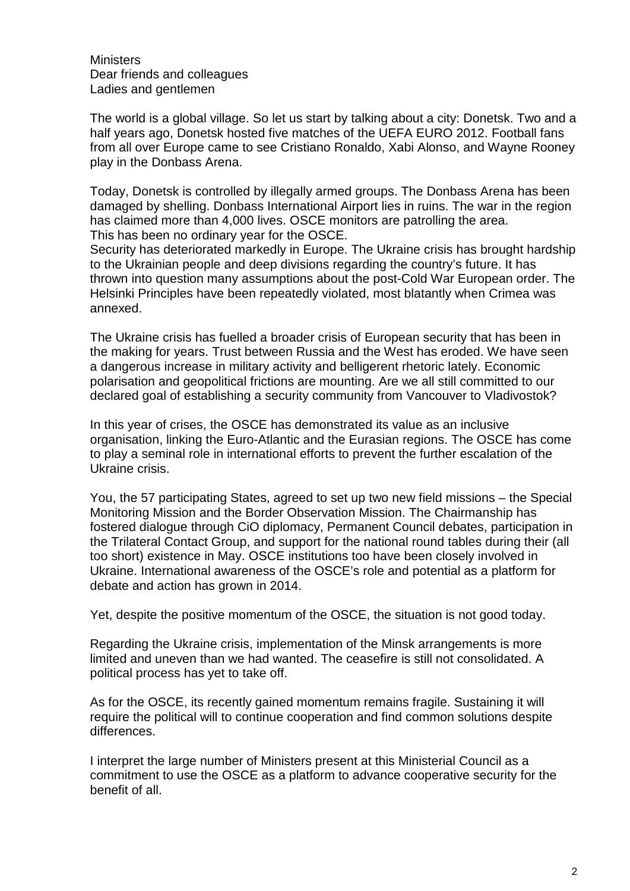Ministers
Dear friends and colleagues
Ladies and gentlemen

The world is a global village. So let us start by talking about a city: Donetsk. Two and a half years ago, Donetsk hosted five matches of the UEFA EURO 2012. Football fans from all over Europe came to see Cristiano Ronaldo, Xabi Alonso, and Wayne Rooney play in the Donbass Arena.

Today, Donetsk is controlled by illegally armed groups. The Donbass Arena has been damaged by shelling. Donbass International Airport lies in ruins. The war in the region has claimed more than 4,000 lives. OSCE monitors are patrolling the area.
This has been no ordinary year for the OSCE.
Security has deteriorated markedly in Europe. The Ukraine crisis has brought hardship to the Ukrainian people and deep divisions regarding the country's future. It has thrown into question many assumptions about the post-Cold War European order. The Helsinki Principles have been repeatedly violated, most blatantly when Crimea was annexed.

The Ukraine crisis has fuelled a broader crisis of European security that has been in the making for years. Trust between Russia and the West has eroded. We have seen a dangerous increase in military activity and belligerent rhetoric lately. Economic polarisation and geopolitical frictions are mounting. Are we all still committed to our declared goal of establishing a security community from Vancouver to Vladivostok?

In this year of crises, the OSCE has demonstrated its value as an inclusive organisation, linking the Euro-Atlantic and the Eurasian regions. The OSCE has come to play a seminal role in international efforts to prevent the further escalation of the Ukraine crisis.

You, the 57 participating States, agreed to set up two new field missions – the Special Monitoring Mission and the Border Observation Mission. The Chairmanship has fostered dialogue through CiO diplomacy, Permanent Council debates, participation in the Trilateral Contact Group, and support for the national round tables during their (all too short) existence in May. OSCE institutions too have been closely involved in Ukraine. International awareness of the OSCE's role and potential as a platform for debate and action has grown in 2014.

Yet, despite the positive momentum of the OSCE, the situation is not good today.

Regarding the Ukraine crisis, implementation of the Minsk arrangements is more limited and uneven than we had wanted. The ceasefire is still not consolidated. A political process has yet to take off.

As for the OSCE, its recently gained momentum remains fragile. Sustaining it will require the political will to continue cooperation and find common solutions despite differences.

I interpret the large number of Ministers present at this Ministerial Council as a commitment to use the OSCE as a platform to advance cooperative security for the benefit of all.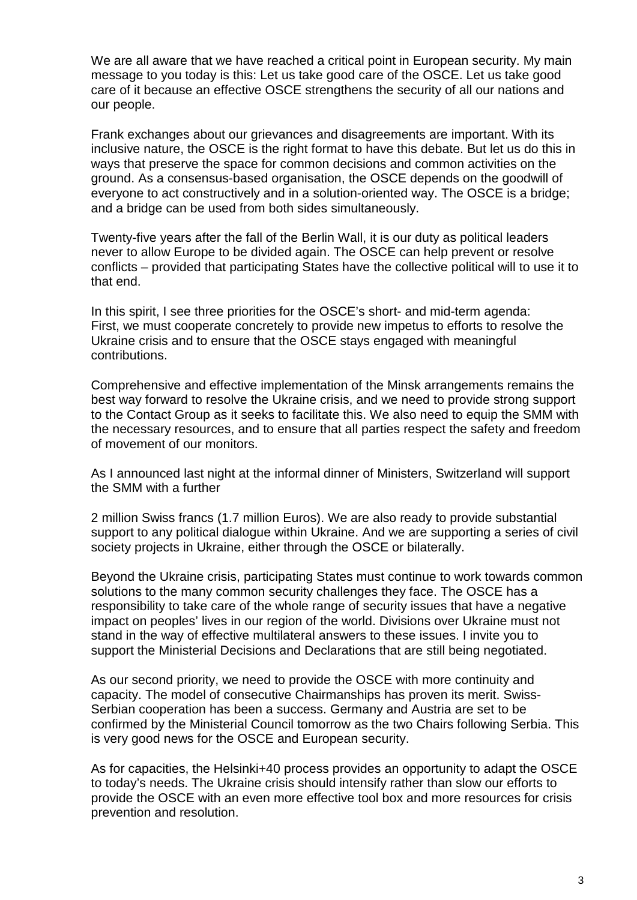We are all aware that we have reached a critical point in European security. My main message to you today is this: Let us take good care of the OSCE. Let us take good care of it because an effective OSCE strengthens the security of all our nations and our people.

Frank exchanges about our grievances and disagreements are important. With its inclusive nature, the OSCE is the right format to have this debate. But let us do this in ways that preserve the space for common decisions and common activities on the ground. As a consensus-based organisation, the OSCE depends on the goodwill of everyone to act constructively and in a solution-oriented way. The OSCE is a bridge; and a bridge can be used from both sides simultaneously.

Twenty-five years after the fall of the Berlin Wall, it is our duty as political leaders never to allow Europe to be divided again. The OSCE can help prevent or resolve conflicts – provided that participating States have the collective political will to use it to that end.

In this spirit, I see three priorities for the OSCE's short- and mid-term agenda:
First, we must cooperate concretely to provide new impetus to efforts to resolve the Ukraine crisis and to ensure that the OSCE stays engaged with meaningful contributions.

Comprehensive and effective implementation of the Minsk arrangements remains the best way forward to resolve the Ukraine crisis, and we need to provide strong support to the Contact Group as it seeks to facilitate this. We also need to equip the SMM with the necessary resources, and to ensure that all parties respect the safety and freedom of movement of our monitors.

As I announced last night at the informal dinner of Ministers, Switzerland will support the SMM with a further

2 million Swiss francs (1.7 million Euros). We are also ready to provide substantial support to any political dialogue within Ukraine. And we are supporting a series of civil society projects in Ukraine, either through the OSCE or bilaterally.

Beyond the Ukraine crisis, participating States must continue to work towards common solutions to the many common security challenges they face. The OSCE has a responsibility to take care of the whole range of security issues that have a negative impact on peoples' lives in our region of the world. Divisions over Ukraine must not stand in the way of effective multilateral answers to these issues. I invite you to support the Ministerial Decisions and Declarations that are still being negotiated.

As our second priority, we need to provide the OSCE with more continuity and capacity. The model of consecutive Chairmanships has proven its merit. Swiss-Serbian cooperation has been a success. Germany and Austria are set to be confirmed by the Ministerial Council tomorrow as the two Chairs following Serbia. This is very good news for the OSCE and European security.

As for capacities, the Helsinki+40 process provides an opportunity to adapt the OSCE to today's needs. The Ukraine crisis should intensify rather than slow our efforts to provide the OSCE with an even more effective tool box and more resources for crisis prevention and resolution.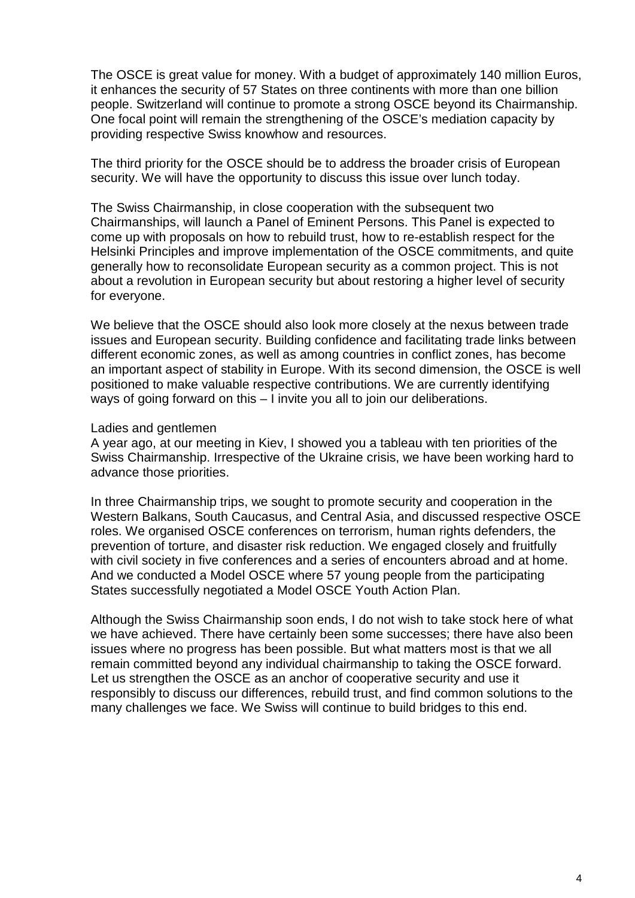The OSCE is great value for money. With a budget of approximately 140 million Euros, it enhances the security of 57 States on three continents with more than one billion people. Switzerland will continue to promote a strong OSCE beyond its Chairmanship. One focal point will remain the strengthening of the OSCE's mediation capacity by providing respective Swiss knowhow and resources.

The third priority for the OSCE should be to address the broader crisis of European security. We will have the opportunity to discuss this issue over lunch today.

The Swiss Chairmanship, in close cooperation with the subsequent two Chairmanships, will launch a Panel of Eminent Persons. This Panel is expected to come up with proposals on how to rebuild trust, how to re-establish respect for the Helsinki Principles and improve implementation of the OSCE commitments, and quite generally how to reconsolidate European security as a common project. This is not about a revolution in European security but about restoring a higher level of security for everyone.

We believe that the OSCE should also look more closely at the nexus between trade issues and European security. Building confidence and facilitating trade links between different economic zones, as well as among countries in conflict zones, has become an important aspect of stability in Europe. With its second dimension, the OSCE is well positioned to make valuable respective contributions. We are currently identifying ways of going forward on this – I invite you all to join our deliberations.

Ladies and gentlemen
A year ago, at our meeting in Kiev, I showed you a tableau with ten priorities of the Swiss Chairmanship. Irrespective of the Ukraine crisis, we have been working hard to advance those priorities.

In three Chairmanship trips, we sought to promote security and cooperation in the Western Balkans, South Caucasus, and Central Asia, and discussed respective OSCE roles. We organised OSCE conferences on terrorism, human rights defenders, the prevention of torture, and disaster risk reduction. We engaged closely and fruitfully with civil society in five conferences and a series of encounters abroad and at home. And we conducted a Model OSCE where 57 young people from the participating States successfully negotiated a Model OSCE Youth Action Plan.

Although the Swiss Chairmanship soon ends, I do not wish to take stock here of what we have achieved. There have certainly been some successes; there have also been issues where no progress has been possible. But what matters most is that we all remain committed beyond any individual chairmanship to taking the OSCE forward. Let us strengthen the OSCE as an anchor of cooperative security and use it responsibly to discuss our differences, rebuild trust, and find common solutions to the many challenges we face. We Swiss will continue to build bridges to this end.